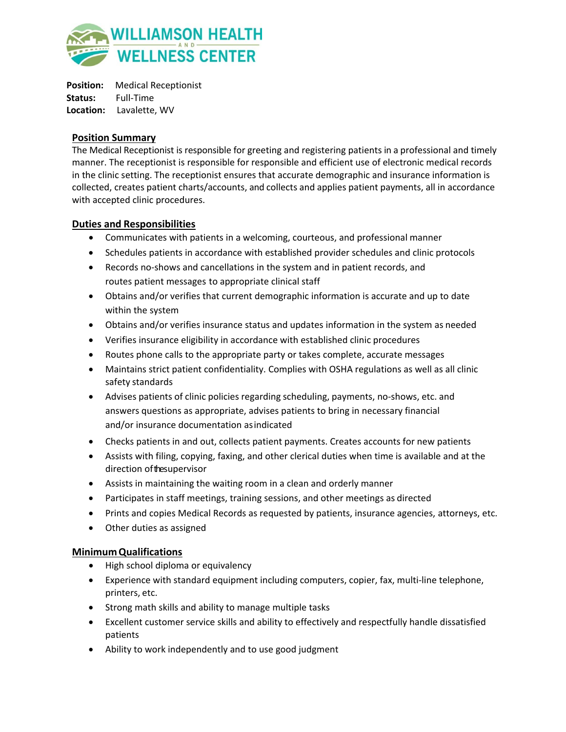# WILLIAMSON HEALTH AND WELLNESS CENTER

**Position:** Medical Receptionist
**Status:** Full-Time
**Location:** Lavalette, WV

## Position Summary

The Medical Receptionist is responsible for greeting and registering patients in a professional and timely manner. The receptionist is responsible for responsible and efficient use of electronic medical records in the clinic setting. The receptionist ensures that accurate demographic and insurance information is collected, creates patient charts/accounts, and collects and applies patient payments, all in accordance with accepted clinic procedures.

## Duties and Responsibilities

- Communicates with patients in a welcoming, courteous, and professional manner
- Schedules patients in accordance with established provider schedules and clinic protocols
- Records no-shows and cancellations in the system and in patient records, and routes patient messages to appropriate clinical staff
- Obtains and/or verifies that current demographic information is accurate and up to date within the system
- Obtains and/or verifies insurance status and updates information in the system as needed
- Verifies insurance eligibility in accordance with established clinic procedures
- Routes phone calls to the appropriate party or takes complete, accurate messages
- Maintains strict patient confidentiality. Complies with OSHA regulations as well as all clinic safety standards
- Advises patients of clinic policies regarding scheduling, payments, no-shows, etc. and answers questions as appropriate, advises patients to bring in necessary financial and/or insurance documentation as indicated
- Checks patients in and out, collects patient payments. Creates accounts for new patients
- Assists with filing, copying, faxing, and other clerical duties when time is available and at the direction of the supervisor
- Assists in maintaining the waiting room in a clean and orderly manner
- Participates in staff meetings, training sessions, and other meetings as directed
- Prints and copies Medical Records as requested by patients, insurance agencies, attorneys, etc.
- Other duties as assigned

## Minimum Qualifications

- High school diploma or equivalency
- Experience with standard equipment including computers, copier, fax, multi-line telephone, printers, etc.
- Strong math skills and ability to manage multiple tasks
- Excellent customer service skills and ability to effectively and respectfully handle dissatisfied patients
- Ability to work independently and to use good judgment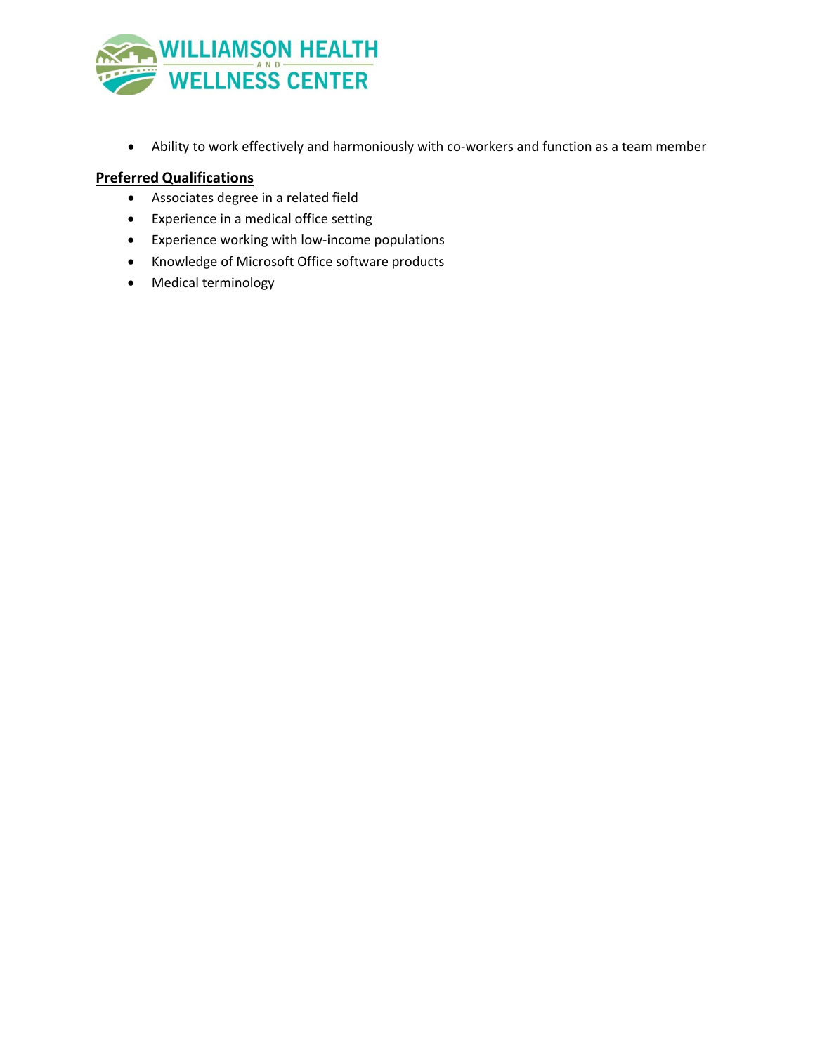- Ability to work effectively and harmoniously with co-workers and function as a team member

**Preferred Qualifications**

- Associates degree in a related field
- Experience in a medical office setting
- Experience working with low-income populations
- Knowledge of Microsoft Office software products
- Medical terminology